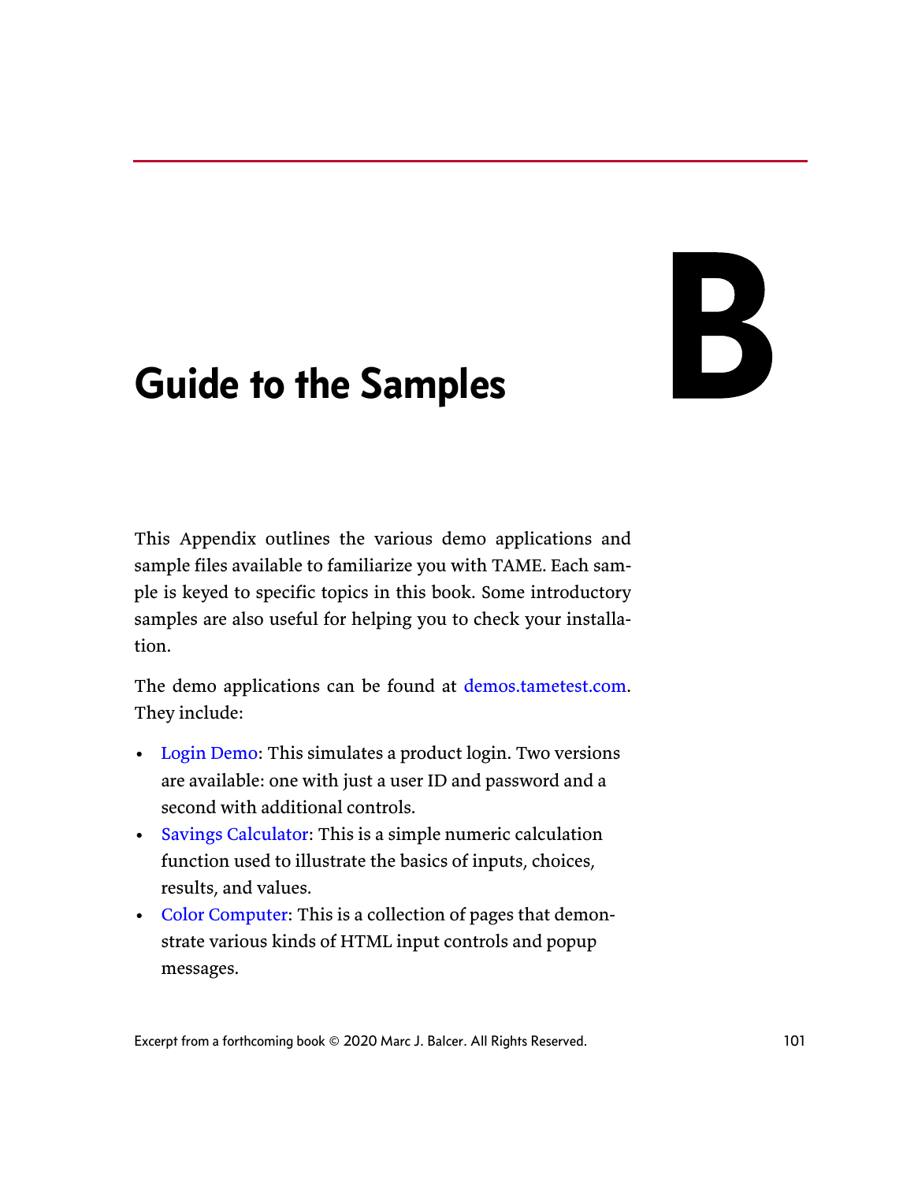# B Guide to the Samples

This Appendix outlines the various demo applications and sample files available to familiarize you with TAME. Each sample is keyed to specific topics in this book. Some introductory samples are also useful for helping you to check your installation.

The demo applications can be found at demos.tametest.com. They include:

- Login Demo: This simulates a product login. Two versions are available: one with just a user ID and password and a second with additional controls.
- Savings Calculator: This is a simple numeric calculation function used to illustrate the basics of inputs, choices, results, and values.
- Color Computer: This is a collection of pages that demonstrate various kinds of HTML input controls and popup messages.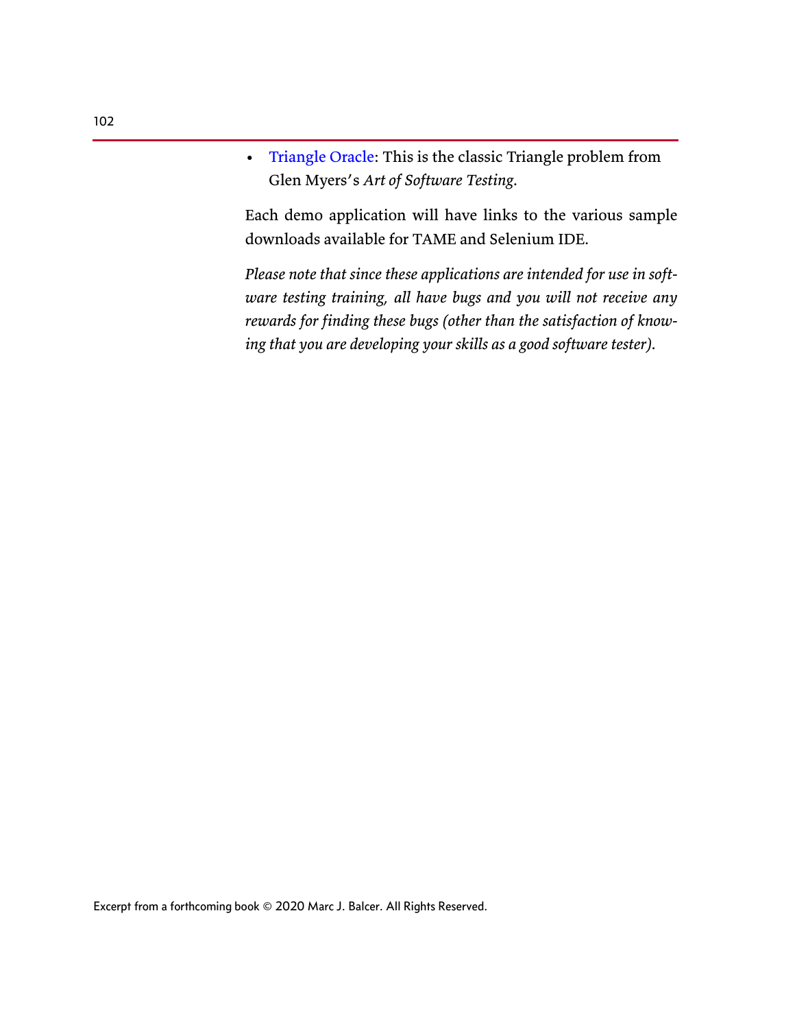- Triangle Oracle: This is the classic Triangle problem from Glen Myers's *Art of Software Testing*.

Each demo application will have links to the various sample downloads available for TAME and Selenium IDE.

*Please note that since these applications are intended for use in software testing training, all have bugs and you will not receive any rewards for finding these bugs (other than the satisfaction of knowing that you are developing your skills as a good software tester).*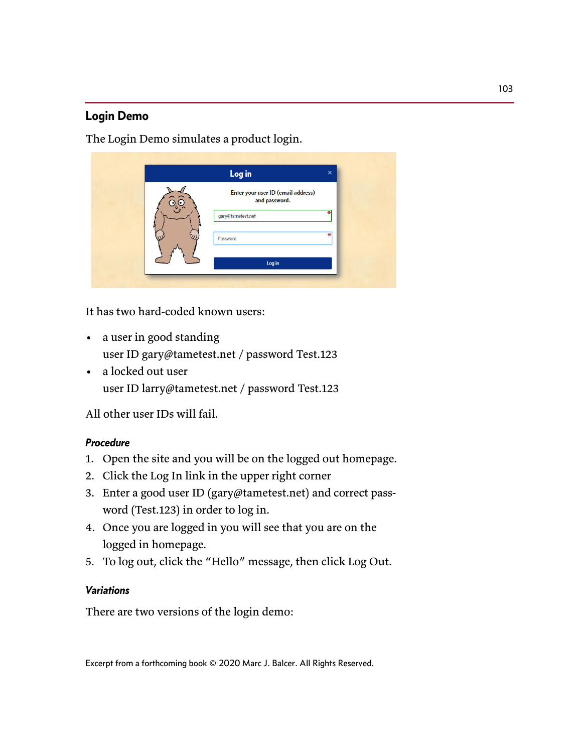## Login Demo

The Login Demo simulates a product login.

It has two hard-coded known users:

- a user in good standing
  user ID gary@tametest.net / password Test.123
- a locked out user
  user ID larry@tametest.net / password Test.123

All other user IDs will fail.

### *Procedure*

1. Open the site and you will be on the logged out homepage.
2. Click the Log In link in the upper right corner
3. Enter a good user ID (gary@tametest.net) and correct password (Test.123) in order to log in.
4. Once you are logged in you will see that you are on the logged in homepage.
5. To log out, click the "Hello" message, then click Log Out.

### *Variations*

There are two versions of the login demo: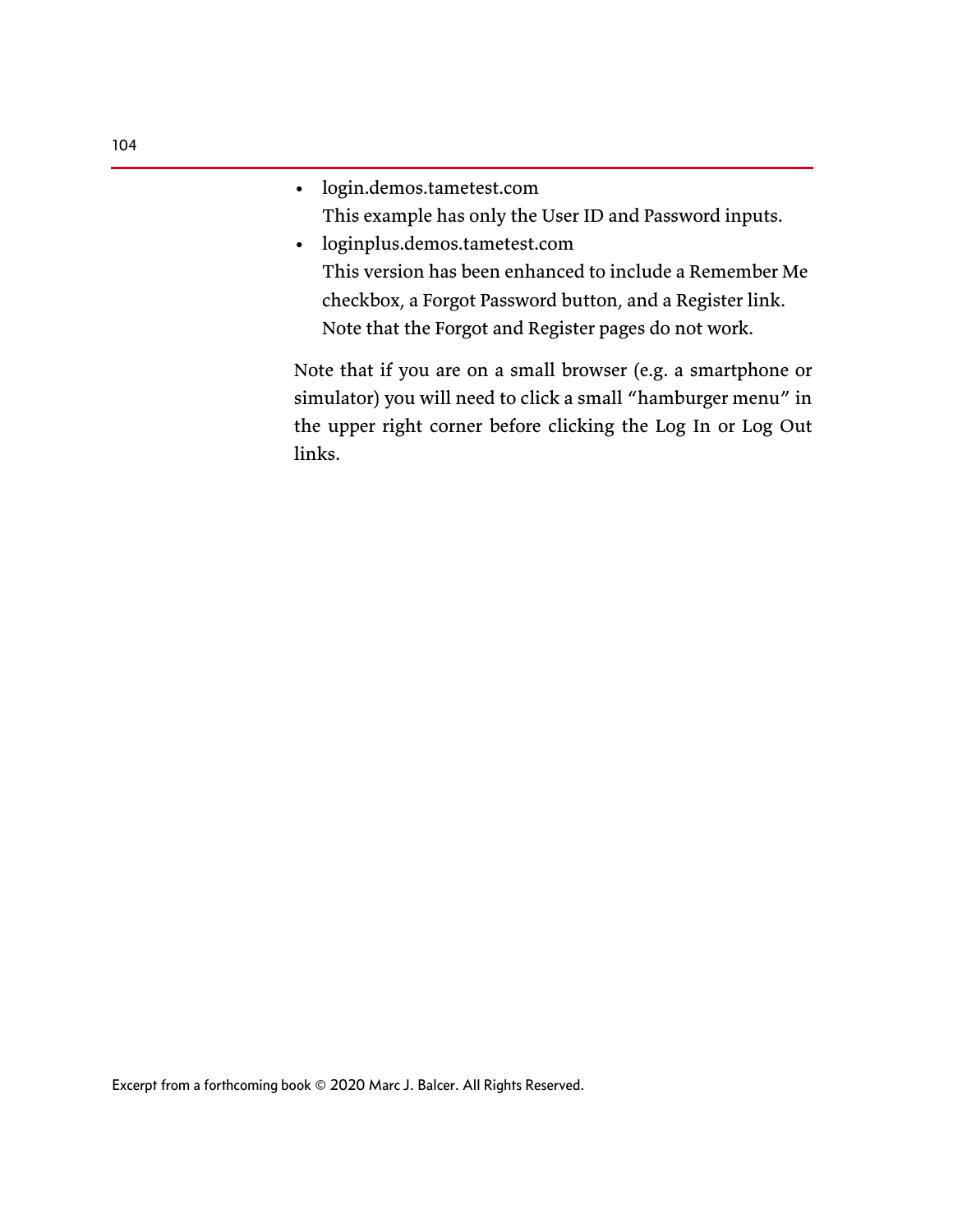- login.demos.tametest.com
  This example has only the User ID and Password inputs.
- loginplus.demos.tametest.com
  This version has been enhanced to include a Remember Me checkbox, a Forgot Password button, and a Register link. Note that the Forgot and Register pages do not work.

Note that if you are on a small browser (e.g. a smartphone or simulator) you will need to click a small "hamburger menu" in the upper right corner before clicking the Log In or Log Out links.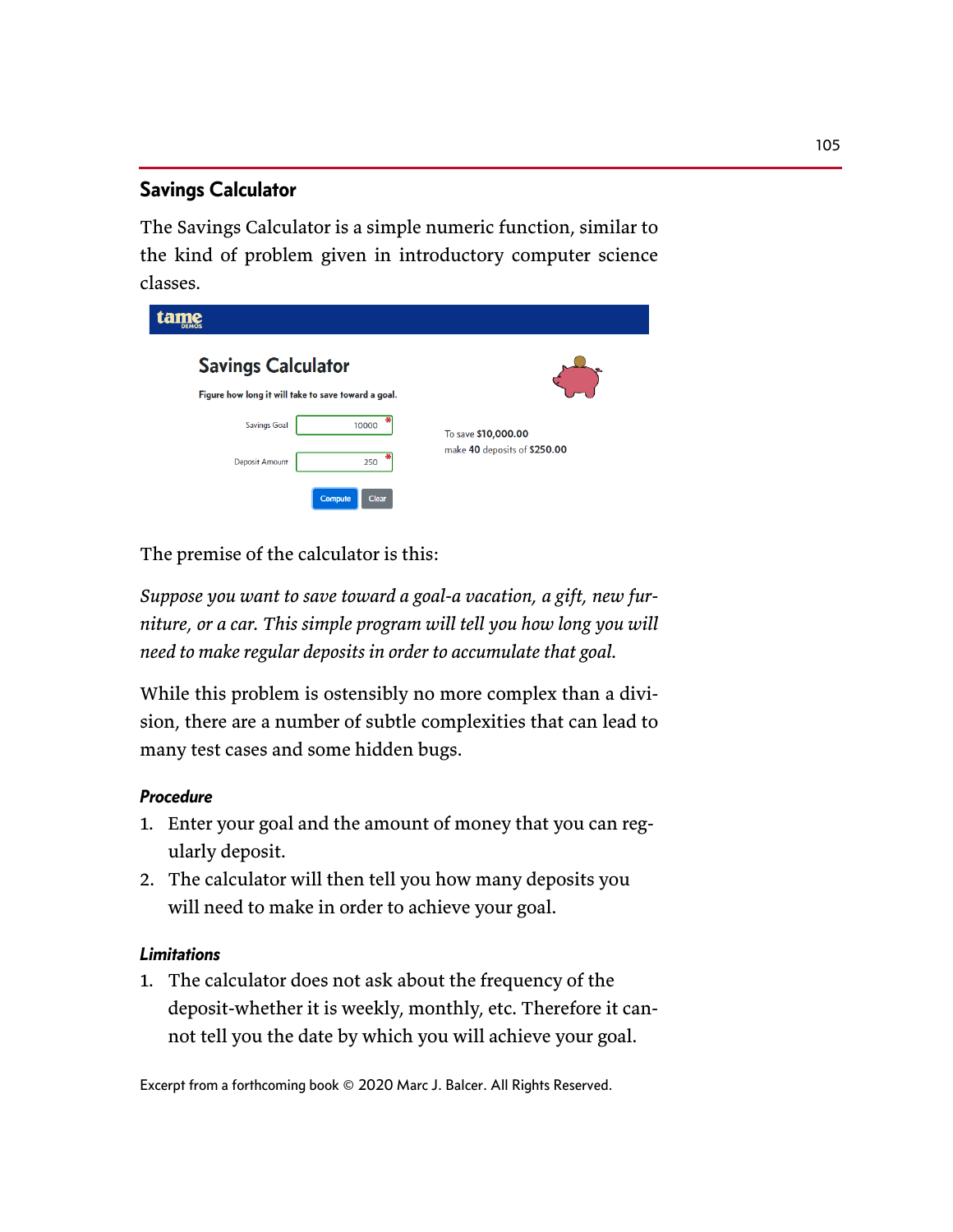## Savings Calculator

The Savings Calculator is a simple numeric function, similar to the kind of problem given in introductory computer science classes.

The premise of the calculator is this:

*Suppose you want to save toward a goal-a vacation, a gift, new furniture, or a car. This simple program will tell you how long you will need to make regular deposits in order to accumulate that goal.*

While this problem is ostensibly no more complex than a division, there are a number of subtle complexities that can lead to many test cases and some hidden bugs.

### *Procedure*

1. Enter your goal and the amount of money that you can regularly deposit.
2. The calculator will then tell you how many deposits you will need to make in order to achieve your goal.

### *Limitations*

1. The calculator does not ask about the frequency of the deposit-whether it is weekly, monthly, etc. Therefore it cannot tell you the date by which you will achieve your goal.

Excerpt from a forthcoming book © 2020 Marc J. Balcer. All Rights Reserved.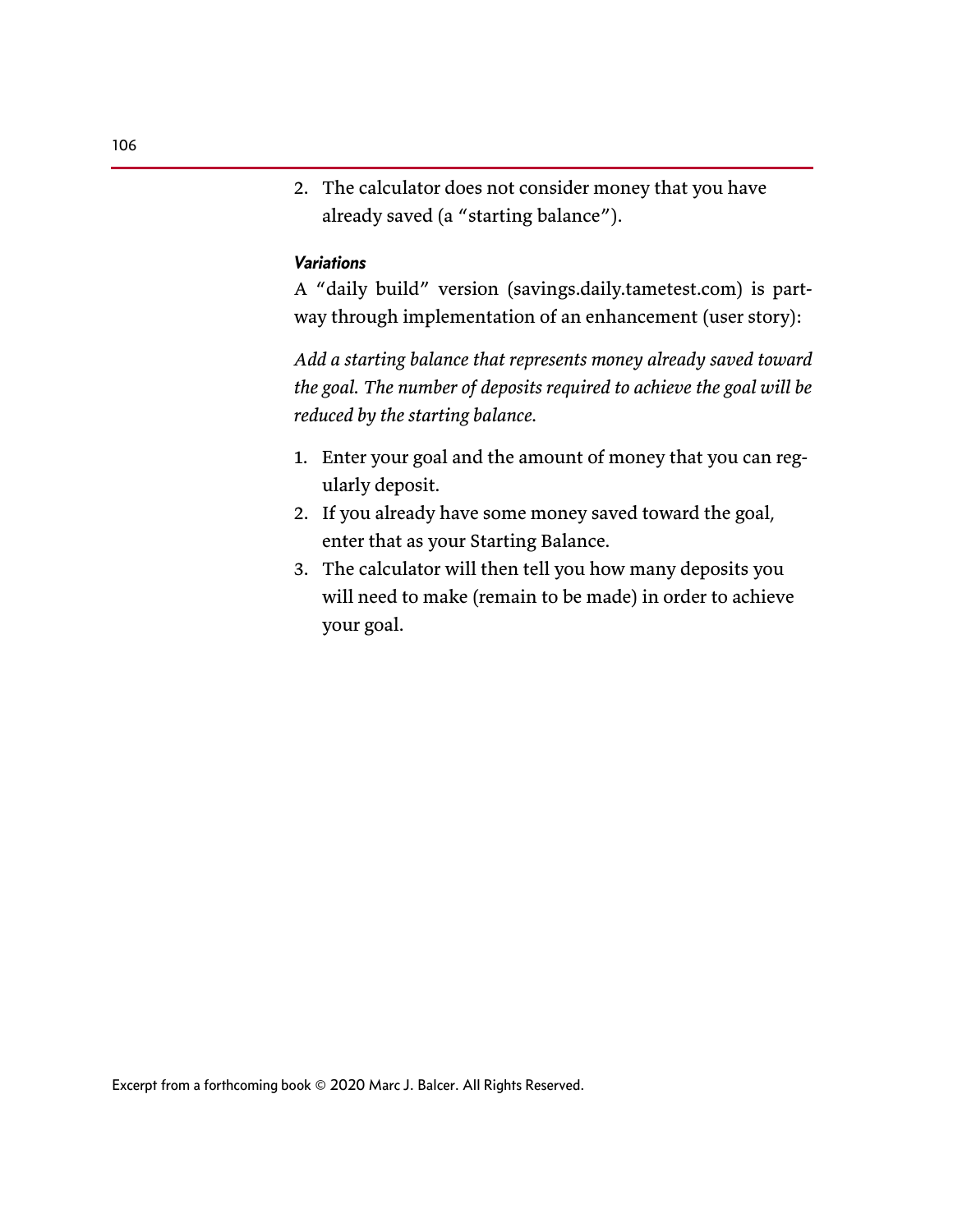2. The calculator does not consider money that you have already saved (a "starting balance").

***Variations***

A "daily build" version (savings.daily.tametest.com) is part-way through implementation of an enhancement (user story):

*Add a starting balance that represents money already saved toward the goal. The number of deposits required to achieve the goal will be reduced by the starting balance.*

1. Enter your goal and the amount of money that you can regularly deposit.
2. If you already have some money saved toward the goal, enter that as your Starting Balance.
3. The calculator will then tell you how many deposits you will need to make (remain to be made) in order to achieve your goal.

Excerpt from a forthcoming book © 2020 Marc J. Balcer. All Rights Reserved.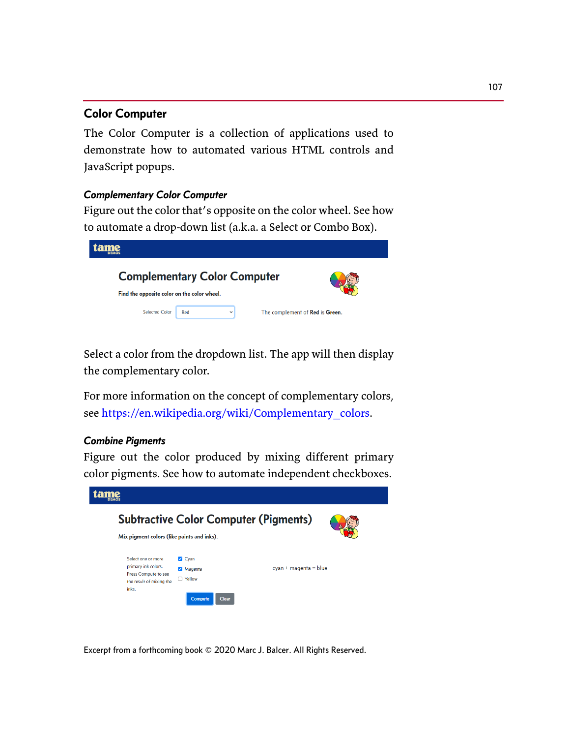## Color Computer

The Color Computer is a collection of applications used to demonstrate how to automated various HTML controls and JavaScript popups.

### *Complementary Color Computer*

Figure out the color that's opposite on the color wheel. See how to automate a drop-down list (a.k.a. a Select or Combo Box).

Select a color from the dropdown list. The app will then display the complementary color.

For more information on the concept of complementary colors, see https://en.wikipedia.org/wiki/Complementary_colors.

### *Combine Pigments*

Figure out the color produced by mixing different primary color pigments. See how to automate independent checkboxes.

Excerpt from a forthcoming book © 2020 Marc J. Balcer. All Rights Reserved.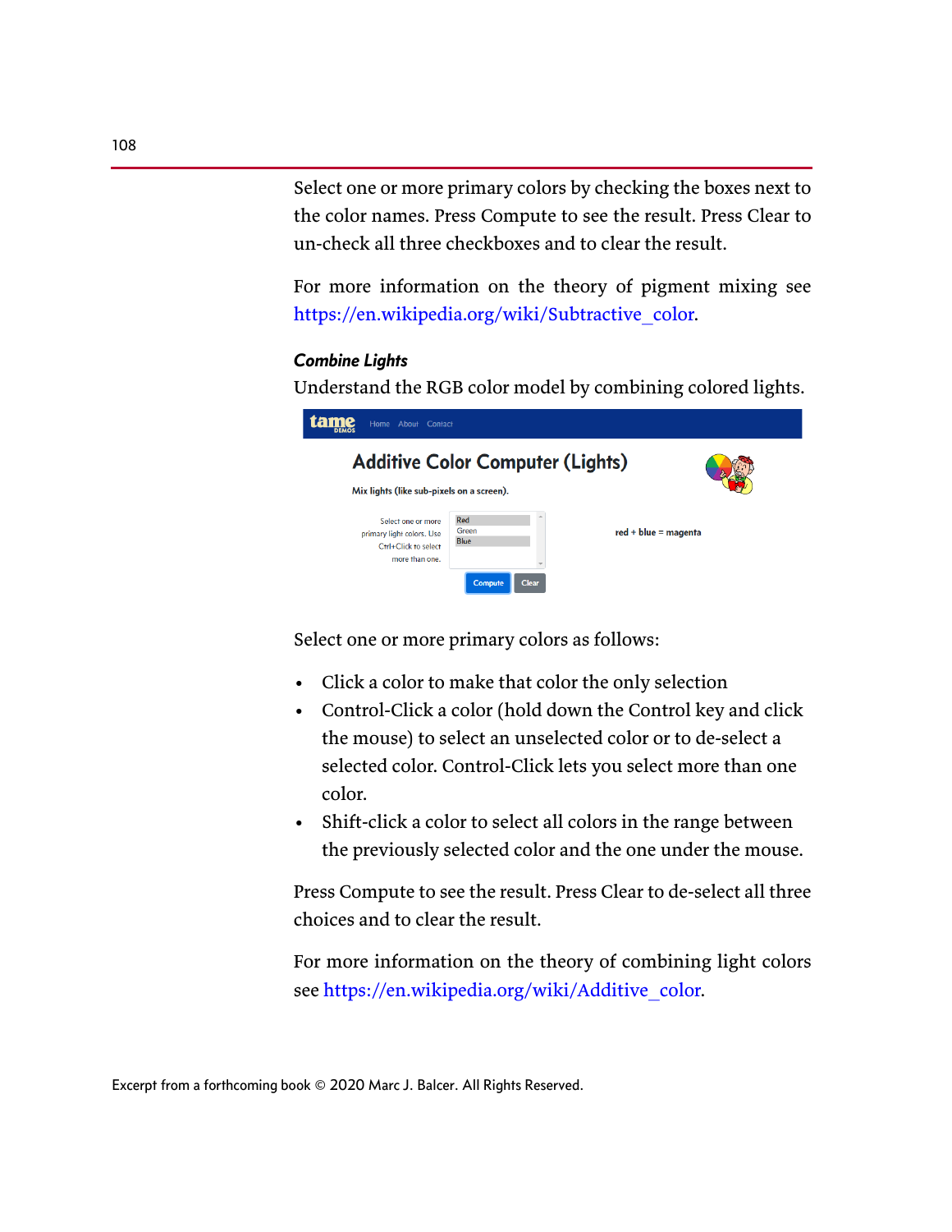Select one or more primary colors by checking the boxes next to the color names. Press Compute to see the result. Press Clear to un-check all three checkboxes and to clear the result.

For more information on the theory of pigment mixing see https://en.wikipedia.org/wiki/Subtractive_color.

#### *Combine Lights*

Understand the RGB color model by combining colored lights.

Select one or more primary colors as follows:

- Click a color to make that color the only selection
- Control-Click a color (hold down the Control key and click the mouse) to select an unselected color or to de-select a selected color. Control-Click lets you select more than one color.
- Shift-click a color to select all colors in the range between the previously selected color and the one under the mouse.

Press Compute to see the result. Press Clear to de-select all three choices and to clear the result.

For more information on the theory of combining light colors see https://en.wikipedia.org/wiki/Additive_color.

Excerpt from a forthcoming book © 2020 Marc J. Balcer. All Rights Reserved.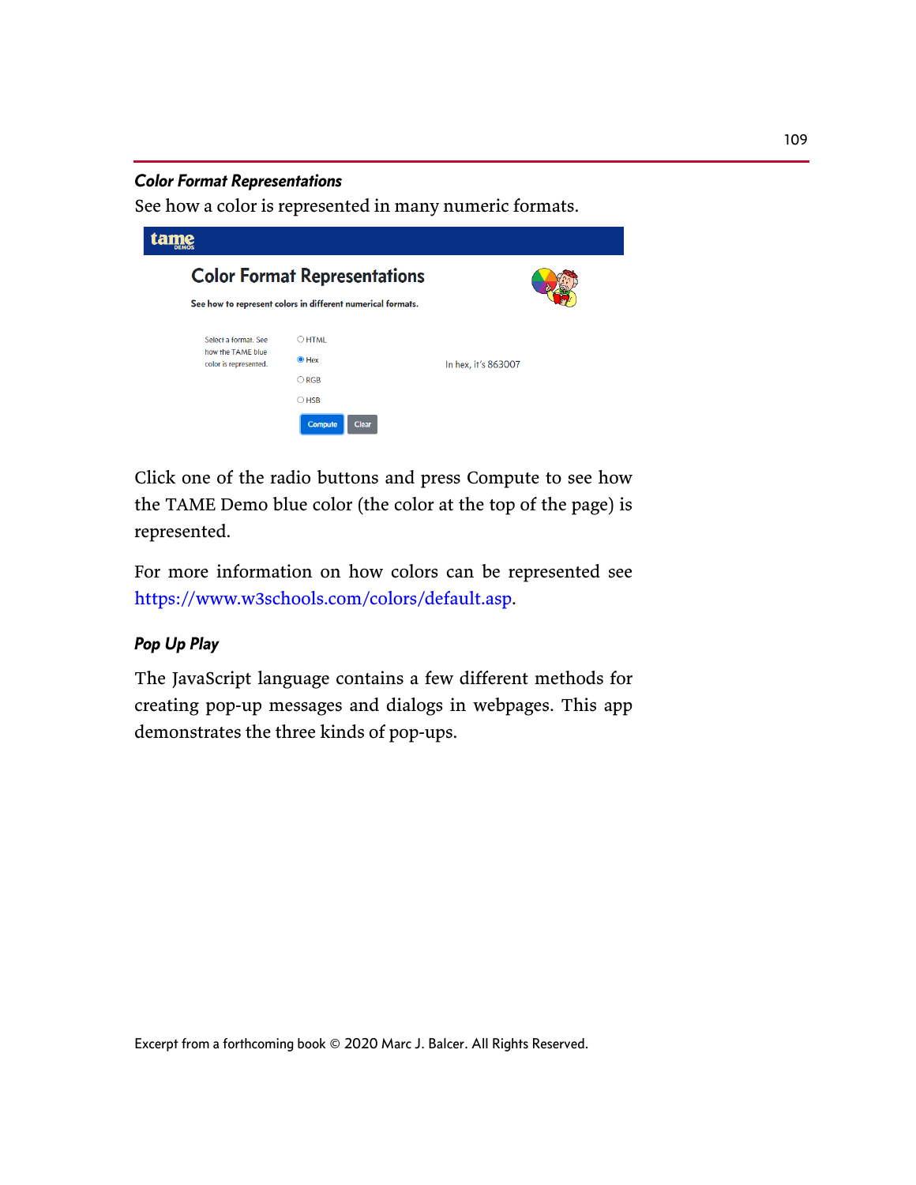### *Color Format Representations*

See how a color is represented in many numeric formats.

Click one of the radio buttons and press Compute to see how the TAME Demo blue color (the color at the top of the page) is represented.

For more information on how colors can be represented see https://www.w3schools.com/colors/default.asp.

### *Pop Up Play*

The JavaScript language contains a few different methods for creating pop-up messages and dialogs in webpages. This app demonstrates the three kinds of pop-ups.

Excerpt from a forthcoming book © 2020 Marc J. Balcer. All Rights Reserved.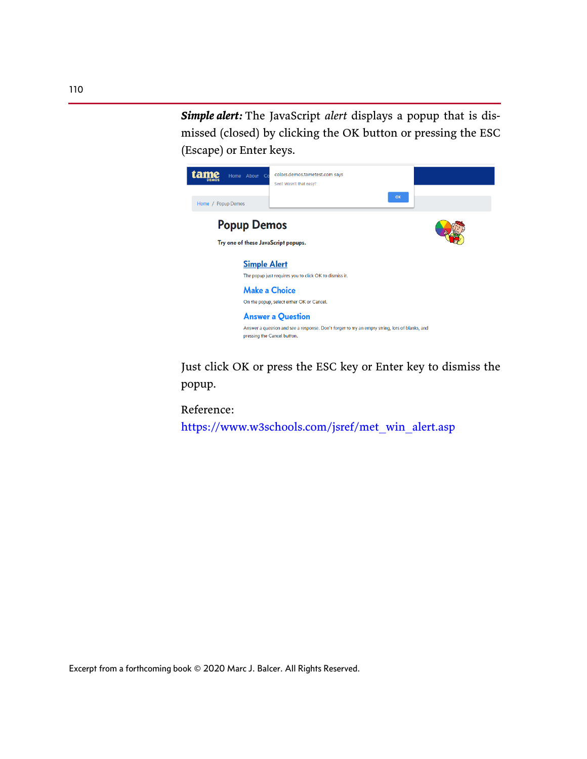***Simple alert:*** The JavaScript *alert* displays a popup that is dismissed (closed) by clicking the OK button or pressing the ESC (Escape) or Enter keys.

Just click OK or press the ESC key or Enter key to dismiss the popup.

Reference:
https://www.w3schools.com/jsref/met_win_alert.asp

Excerpt from a forthcoming book © 2020 Marc J. Balcer. All Rights Reserved.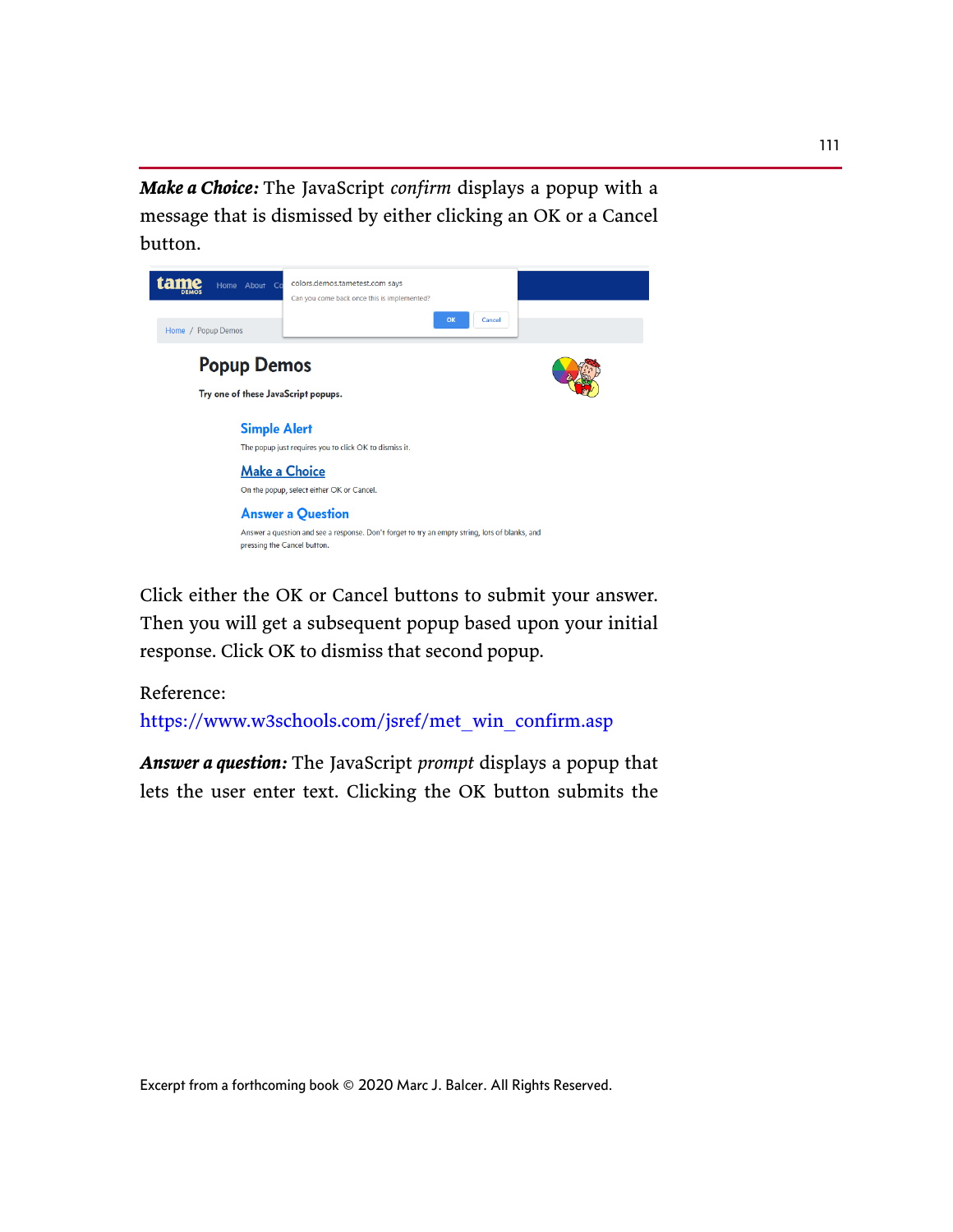***Make a Choice:*** The JavaScript *confirm* displays a popup with a message that is dismissed by either clicking an OK or a Cancel button.

Click either the OK or Cancel buttons to submit your answer. Then you will get a subsequent popup based upon your initial response. Click OK to dismiss that second popup.

Reference:
https://www.w3schools.com/jsref/met_win_confirm.asp

***Answer a question:*** The JavaScript *prompt* displays a popup that lets the user enter text. Clicking the OK button submits the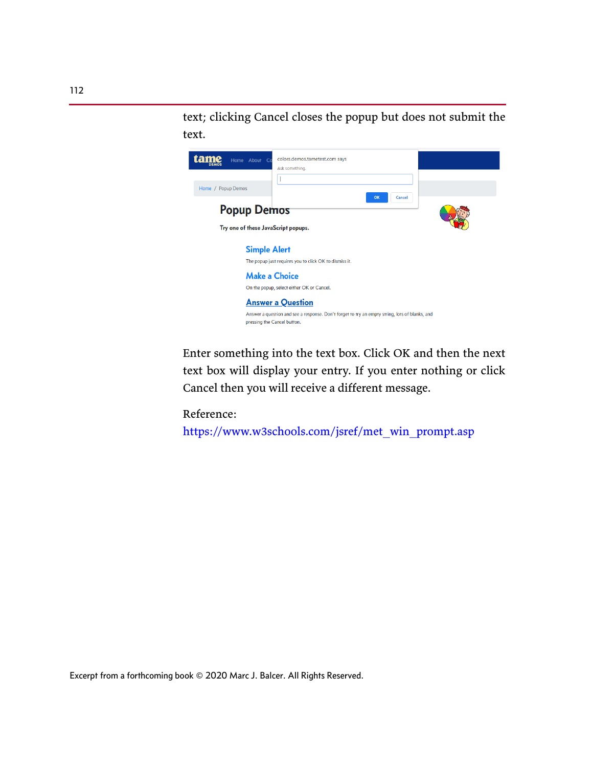text; clicking Cancel closes the popup but does not submit the text.

Enter something into the text box. Click OK and then the next text box will display your entry. If you enter nothing or click Cancel then you will receive a different message.

Reference:
https://www.w3schools.com/jsref/met_win_prompt.asp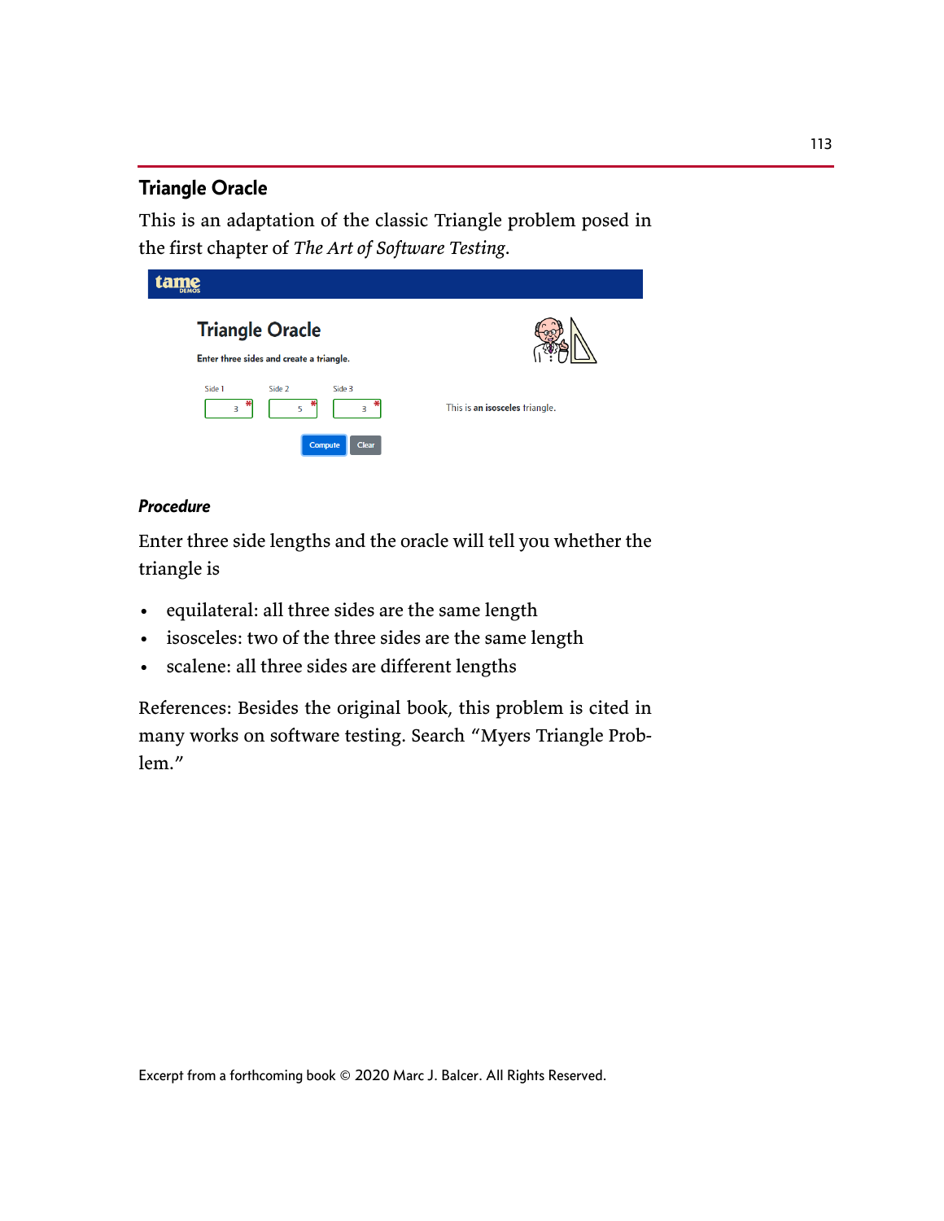## Triangle Oracle

This is an adaptation of the classic Triangle problem posed in the first chapter of *The Art of Software Testing*.

### *Procedure*

Enter three side lengths and the oracle will tell you whether the triangle is

- equilateral: all three sides are the same length
- isosceles: two of the three sides are the same length
- scalene: all three sides are different lengths

References: Besides the original book, this problem is cited in many works on software testing. Search "Myers Triangle Problem."

Excerpt from a forthcoming book © 2020 Marc J. Balcer. All Rights Reserved.